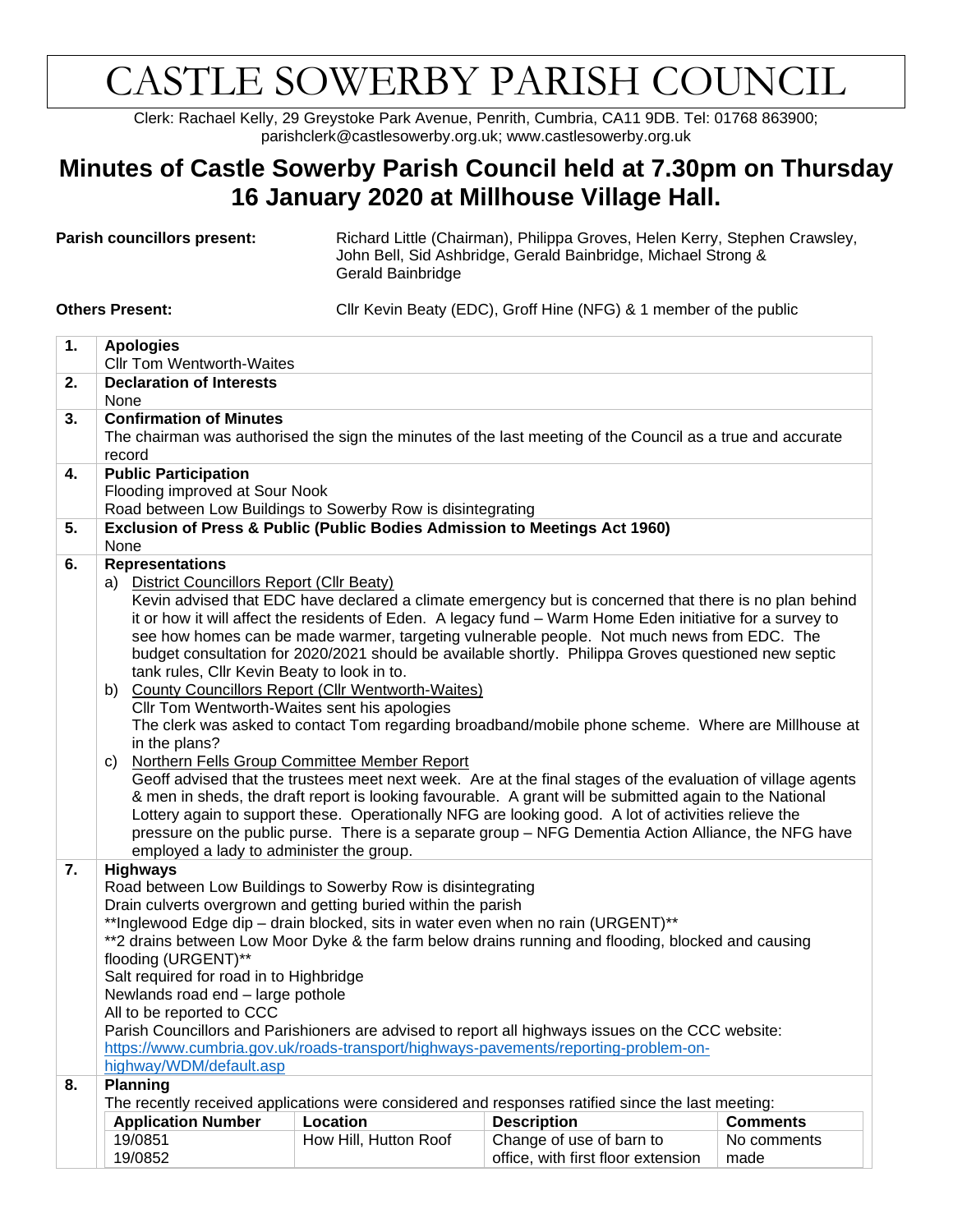# CASTLE SOWERBY PARISH COUNCIL

Clerk: Rachael Kelly, 29 Greystoke Park Avenue, Penrith, Cumbria, CA11 9DB. Tel: 01768 863900; parishclerk@castlesowerby.org.uk; www.castlesowerby.org.uk

## Minutes of Castle Sowerby Parish Council held at 7.30pm on Thursday 16 January 2020 at Millhouse Village Hall.

**Parish councillors present:** Richard Little (Chairman), Philippa Groves, Helen Kerry, Stephen Crawsley, John Bell, Sid Ashbridge, Gerald Bainbridge, Michael Strong & Gerald Bainbridge

**Others Present:** Cllr Kevin Beaty (EDC), Groff Hine (NFG) & 1 member of the public

**1. Apologies**

Cllr Tom Wentworth-Waites

**2. Declaration of Interests**

None

**3. Confirmation of Minutes**

The chairman was authorised the sign the minutes of the last meeting of the Council as a true and accurate record

**4. Public Participation**

Flooding improved at Sour Nook

Road between Low Buildings to Sowerby Row is disintegrating

**5. Exclusion of Press & Public (Public Bodies Admission to Meetings Act 1960)**

None

**6. Representations**

a) District Councillors Report (Cllr Beaty)

Kevin advised that EDC have declared a climate emergency but is concerned that there is no plan behind it or how it will affect the residents of Eden. A legacy fund – Warm Home Eden initiative for a survey to see how homes can be made warmer, targeting vulnerable people. Not much news from EDC. The budget consultation for 2020/2021 should be available shortly. Philippa Groves questioned new septic tank rules, Cllr Kevin Beaty to look in to.

b) County Councillors Report (Cllr Wentworth-Waites)

Cllr Tom Wentworth-Waites sent his apologies

The clerk was asked to contact Tom regarding broadband/mobile phone scheme. Where are Millhouse at in the plans?

c) Northern Fells Group Committee Member Report

Geoff advised that the trustees meet next week. Are at the final stages of the evaluation of village agents & men in sheds, the draft report is looking favourable. A grant will be submitted again to the National Lottery again to support these. Operationally NFG are looking good. A lot of activities relieve the pressure on the public purse. There is a separate group – NFG Dementia Action Alliance, the NFG have employed a lady to administer the group.

**7. Highways**

Road between Low Buildings to Sowerby Row is disintegrating

Drain culverts overgrown and getting buried within the parish

**Inglewood Edge dip – drain blocked, sits in water even when no rain (URGENT)**

**2 drains between Low Moor Dyke & the farm below drains running and flooding, blocked and causing flooding (URGENT)**

Salt required for road in to Highbridge

Newlands road end – large pothole

All to be reported to CCC

Parish Councillors and Parishioners are advised to report all highways issues on the CCC website: https://www.cumbria.gov.uk/roads-transport/highways-pavements/reporting-problem-on-highway/WDM/default.asp

**8. Planning**

The recently received applications were considered and responses ratified since the last meeting:

| Application Number | Location | Description | Comments |
|---|---|---|---|
| 19/0851<br>19/0852 | How Hill, Hutton Roof | Change of use of barn to office, with first floor extension | No comments made |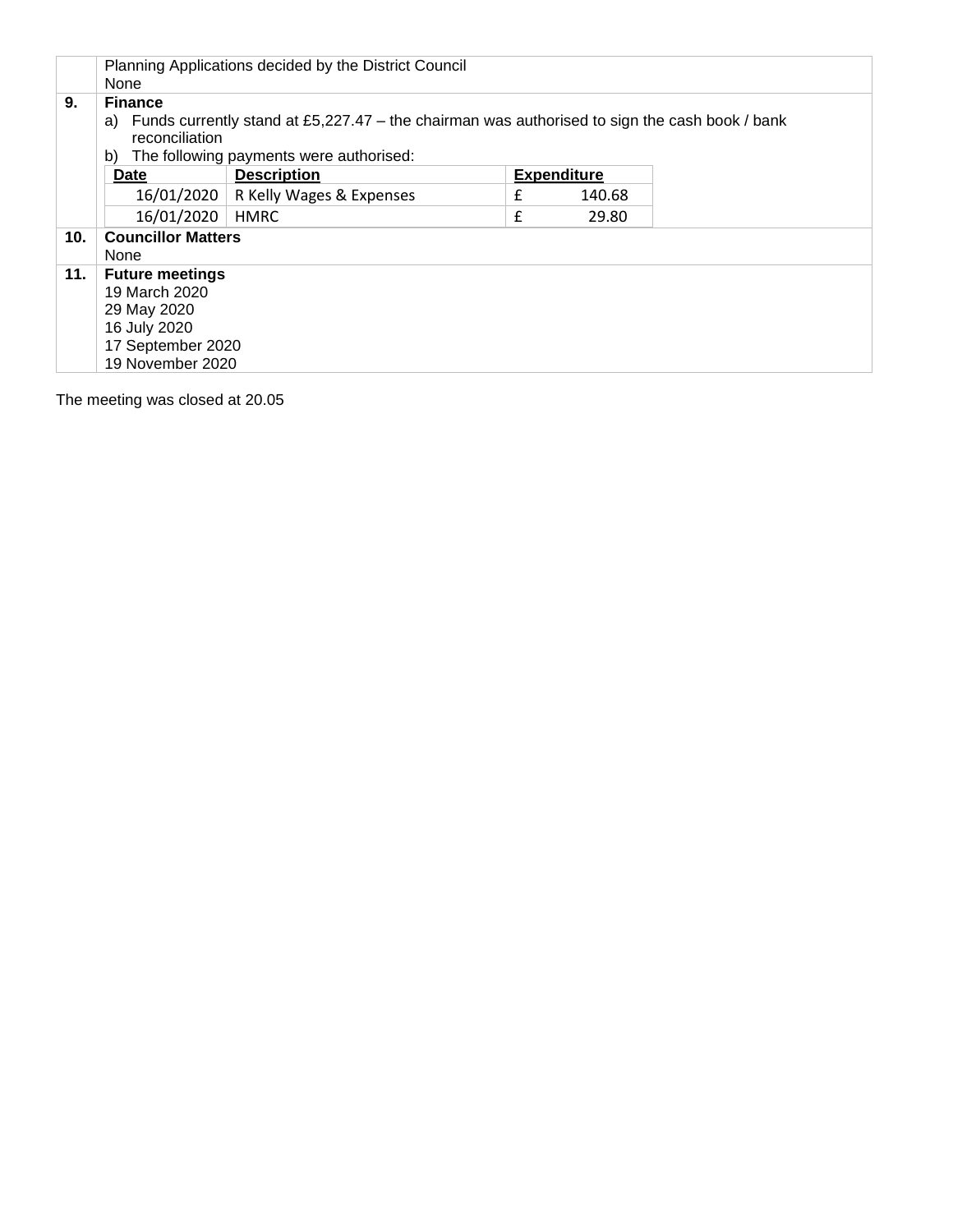| | |
|---|---|
| | Planning Applications decided by the District Council<br>None |
| **9.** | **Finance**<br>a) Funds currently stand at £5,227.47 – the chairman was authorised to sign the cash book / bank reconciliation<br>b) The following payments were authorised: |
| **10.** | **Councillor Matters**<br>None |
| **11.** | **Future meetings**<br>19 March 2020<br>29 May 2020<br>16 July 2020<br>17 September 2020<br>19 November 2020 |

| **Date** | **Description** | **Expenditure** |
|---|---|---|
| 16/01/2020 | R Kelly Wages & Expenses | £ 140.68 |
| 16/01/2020 | HMRC | £ 29.80 |

The meeting was closed at 20.05